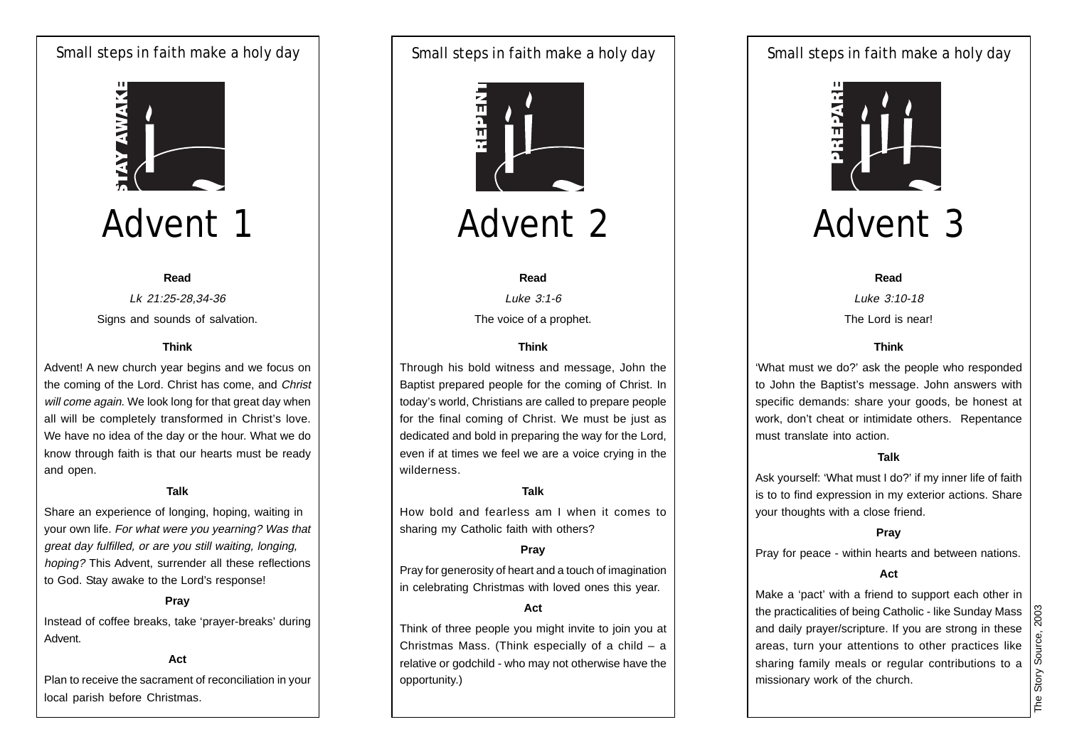Small steps in faith make a holy day

STAY AWAKE

# Advent 1

**Read**

*Lk 21:25-28,34-36*

Signs and sounds of salvation.

**Think**

Advent! A new church year begins and we focus on the coming of the Lord. Christ has come, and *Christ will come again.* We look long for that great day when all will be completely transformed in Christ's love. We have no idea of the day or the hour. What we do know through faith is that our hearts must be ready and open.

**Talk**

Share an experience of longing, hoping, waiting in your own life. *For what were you yearning? Was that great day fulfilled, or are you still waiting, longing, hoping?* This Advent, surrender all these reflections to God. Stay awake to the Lord's response!

**Pray**

Instead of coffee breaks, take 'prayer-breaks' during Advent.

**Act**

Plan to receive the sacrament of reconciliation in your local parish before Christmas.

Small steps in faith make a holy day

REPENT

# Advent 2

**Read**

*Luke 3:1-6*

The voice of a prophet.

**Think**

Through his bold witness and message, John the Baptist prepared people for the coming of Christ. In today's world, Christians are called to prepare people for the final coming of Christ. We must be just as dedicated and bold in preparing the way for the Lord, even if at times we feel we are a voice crying in the wilderness.

**Talk**

How bold and fearless am I when it comes to sharing my Catholic faith with others?

**Pray**

Pray for generosity of heart and a touch of imagination in celebrating Christmas with loved ones this year.

**Act**

Think of three people you might invite to join you at Christmas Mass. (Think especially of a child – a relative or godchild - who may not otherwise have the opportunity.)

Small steps in faith make a holy day

PREPARE

# Advent 3

**Read**

*Luke 3:10-18*

The Lord is near!

**Think**

'What must we do?' ask the people who responded to John the Baptist's message. John answers with specific demands: share your goods, be honest at work, don't cheat or intimidate others. Repentance must translate into action.

**Talk**

Ask yourself: 'What must I do?' if my inner life of faith is to to find expression in my exterior actions. Share your thoughts with a close friend.

**Pray**

Pray for peace - within hearts and between nations.

**Act**

Make a 'pact' with a friend to support each other in the practicalities of being Catholic - like Sunday Mass and daily prayer/scripture. If you are strong in these areas, turn your attentions to other practices like sharing family meals or regular contributions to a missionary work of the church.

The Story Source, 2003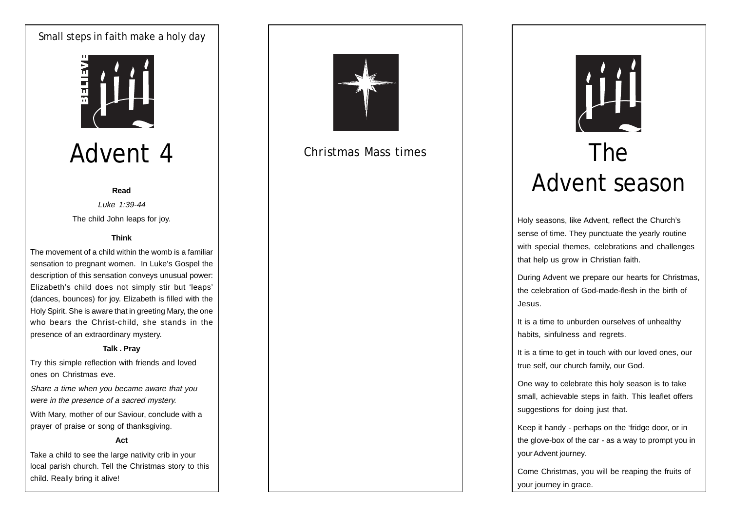Small steps in faith make a holy day

# Advent 4

**Read**

*Luke 1:39-44*

The child John leaps for joy.

**Think**

The movement of a child within the womb is a familiar sensation to pregnant women. In Luke's Gospel the description of this sensation conveys unusual power: Elizabeth's child does not simply stir but 'leaps' (dances, bounces) for joy. Elizabeth is filled with the Holy Spirit. She is aware that in greeting Mary, the one who bears the Christ-child, she stands in the presence of an extraordinary mystery.

**Talk . Pray**

Try this simple reflection with friends and loved ones on Christmas eve.

*Share a time when you became aware that you were in the presence of a sacred mystery.*

With Mary, mother of our Saviour, conclude with a prayer of praise or song of thanksgiving.

**Act**

Take a child to see the large nativity crib in your local parish church. Tell the Christmas story to this child. Really bring it alive!

## Christmas Mass times

# The Advent season

Holy seasons, like Advent, reflect the Church's sense of time. They punctuate the yearly routine with special themes, celebrations and challenges that help us grow in Christian faith.

During Advent we prepare our hearts for Christmas, the celebration of God-made-flesh in the birth of Jesus.

It is a time to unburden ourselves of unhealthy habits, sinfulness and regrets.

It is a time to get in touch with our loved ones, our true self, our church family, our God.

One way to celebrate this holy season is to take small, achievable steps in faith. This leaflet offers suggestions for doing just that.

Keep it handy - perhaps on the 'fridge door, or in the glove-box of the car - as a way to prompt you in your Advent journey.

Come Christmas, you will be reaping the fruits of your journey in grace.